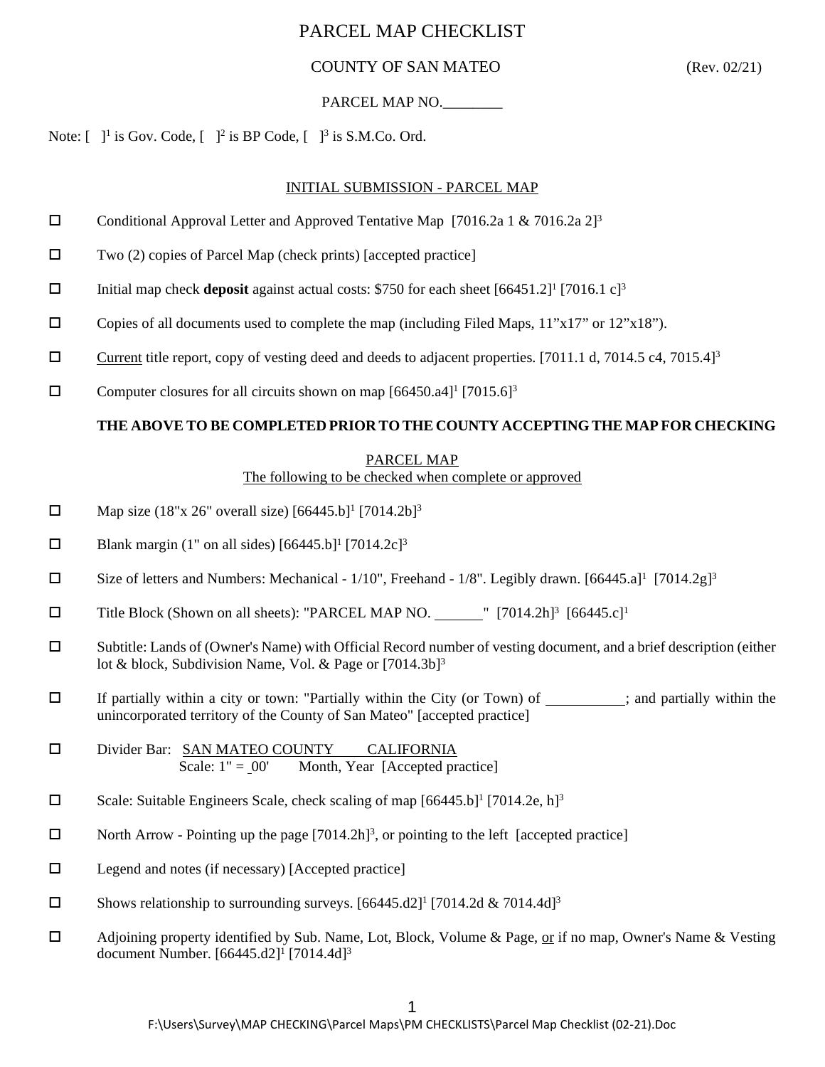# PARCEL MAP CHECKLIST

COUNTY OF SAN MATEO (Rev. 02/21)

PARCEL MAP NO.________

Note: [ ][1] is Gov. Code, [ ][2] is BP Code, [ ][3] is S.M.Co. Ord.

## INITIAL SUBMISSION - PARCEL MAP

- ☐ Conditional Approval Letter and Approved Tentative Map [7016.2a 1 & 7016.2a 2][3]
- ☐ Two (2) copies of Parcel Map (check prints) [accepted practice]
- ☐ Initial map check **deposit** against actual costs: $750 for each sheet [66451.2][1] [7016.1 c][3]
- ☐ Copies of all documents used to complete the map (including Filed Maps, 11"x17" or 12"x18").
- ☐ Current title report, copy of vesting deed and deeds to adjacent properties. [7011.1 d, 7014.5 c4, 7015.4][3]
- ☐ Computer closures for all circuits shown on map [66450.a4][1] [7015.6][3]

**THE ABOVE TO BE COMPLETED PRIOR TO THE COUNTY ACCEPTING THE MAP FOR CHECKING**

## PARCEL MAP

The following to be checked when complete or approved

- ☐ Map size (18"x 26" overall size) [66445.b][1] [7014.2b][3]
- ☐ Blank margin (1" on all sides) [66445.b][1] [7014.2c][3]
- ☐ Size of letters and Numbers: Mechanical - 1/10", Freehand - 1/8". Legibly drawn. [66445.a][1] [7014.2g][3]
- ☐ Title Block (Shown on all sheets): "PARCEL MAP NO. ______" [7014.2h][3] [66445.c][1]
- ☐ Subtitle: Lands of (Owner's Name) with Official Record number of vesting document, and a brief description (either lot & block, Subdivision Name, Vol. & Page or [7014.3b][3]
- ☐ If partially within a city or town: "Partially within the City (or Town) of __________; and partially within the unincorporated territory of the County of San Mateo" [accepted practice]
- ☐ Divider Bar: SAN MATEO COUNTY CALIFORNIA
  Scale: 1" = _00' Month, Year [Accepted practice]
- ☐ Scale: Suitable Engineers Scale, check scaling of map [66445.b][1] [7014.2e, h][3]
- ☐ North Arrow - Pointing up the page [7014.2h][3], or pointing to the left [accepted practice]
- ☐ Legend and notes (if necessary) [Accepted practice]
- ☐ Shows relationship to surrounding surveys. [66445.d2][1] [7014.2d & 7014.4d][3]
- ☐ Adjoining property identified by Sub. Name, Lot, Block, Volume & Page, or if no map, Owner's Name & Vesting document Number. [66445.d2][1] [7014.4d][3]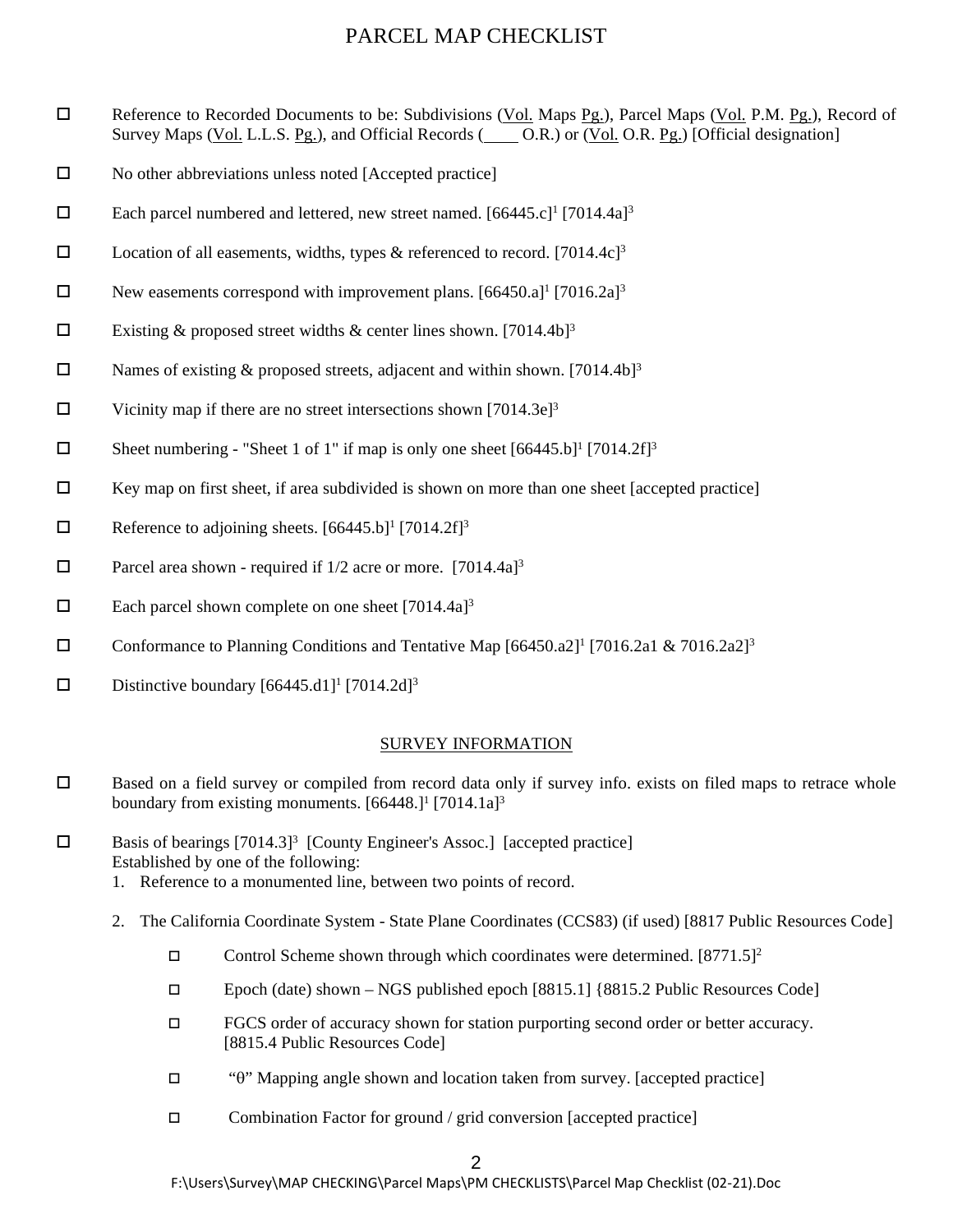# PARCEL MAP CHECKLIST

- ☐ Reference to Recorded Documents to be: Subdivisions (Vol. Maps Pg.), Parcel Maps (Vol. P.M. Pg.), Record of Survey Maps (Vol. L.L.S. Pg.), and Official Records (____ O.R.) or (Vol. O.R. Pg.) [Official designation]
- ☐ No other abbreviations unless noted [Accepted practice]
- ☐ Each parcel numbered and lettered, new street named. [66445.c][1] [7014.4a][3]
- ☐ Location of all easements, widths, types & referenced to record. [7014.4c][3]
- ☐ New easements correspond with improvement plans. [66450.a][1] [7016.2a][3]
- ☐ Existing & proposed street widths & center lines shown. [7014.4b][3]
- ☐ Names of existing & proposed streets, adjacent and within shown. [7014.4b][3]
- ☐ Vicinity map if there are no street intersections shown [7014.3e][3]
- ☐ Sheet numbering - "Sheet 1 of 1" if map is only one sheet [66445.b][1] [7014.2f][3]
- ☐ Key map on first sheet, if area subdivided is shown on more than one sheet [accepted practice]
- ☐ Reference to adjoining sheets. [66445.b][1] [7014.2f][3]
- ☐ Parcel area shown - required if 1/2 acre or more. [7014.4a][3]
- ☐ Each parcel shown complete on one sheet [7014.4a][3]
- ☐ Conformance to Planning Conditions and Tentative Map [66450.a2][1] [7016.2a1 & 7016.2a2][3]
- ☐ Distinctive boundary [66445.d1][1] [7014.2d][3]

## SURVEY INFORMATION

- ☐ Based on a field survey or compiled from record data only if survey info. exists on filed maps to retrace whole boundary from existing monuments. [66448.][1] [7014.1a][3]
- ☐ Basis of bearings [7014.3][3] [County Engineer's Assoc.] [accepted practice]
  Established by one of the following:
  1. Reference to a monumented line, between two points of record.
  2. The California Coordinate System - State Plane Coordinates (CCS83) (if used) [8817 Public Resources Code]
     - ☐ Control Scheme shown through which coordinates were determined. [8771.5][2]
     - ☐ Epoch (date) shown – NGS published epoch [8815.1] {8815.2 Public Resources Code]
     - ☐ FGCS order of accuracy shown for station purporting second order or better accuracy. [8815.4 Public Resources Code]
     - ☐ "θ" Mapping angle shown and location taken from survey. [accepted practice]
     - ☐ Combination Factor for ground / grid conversion [accepted practice]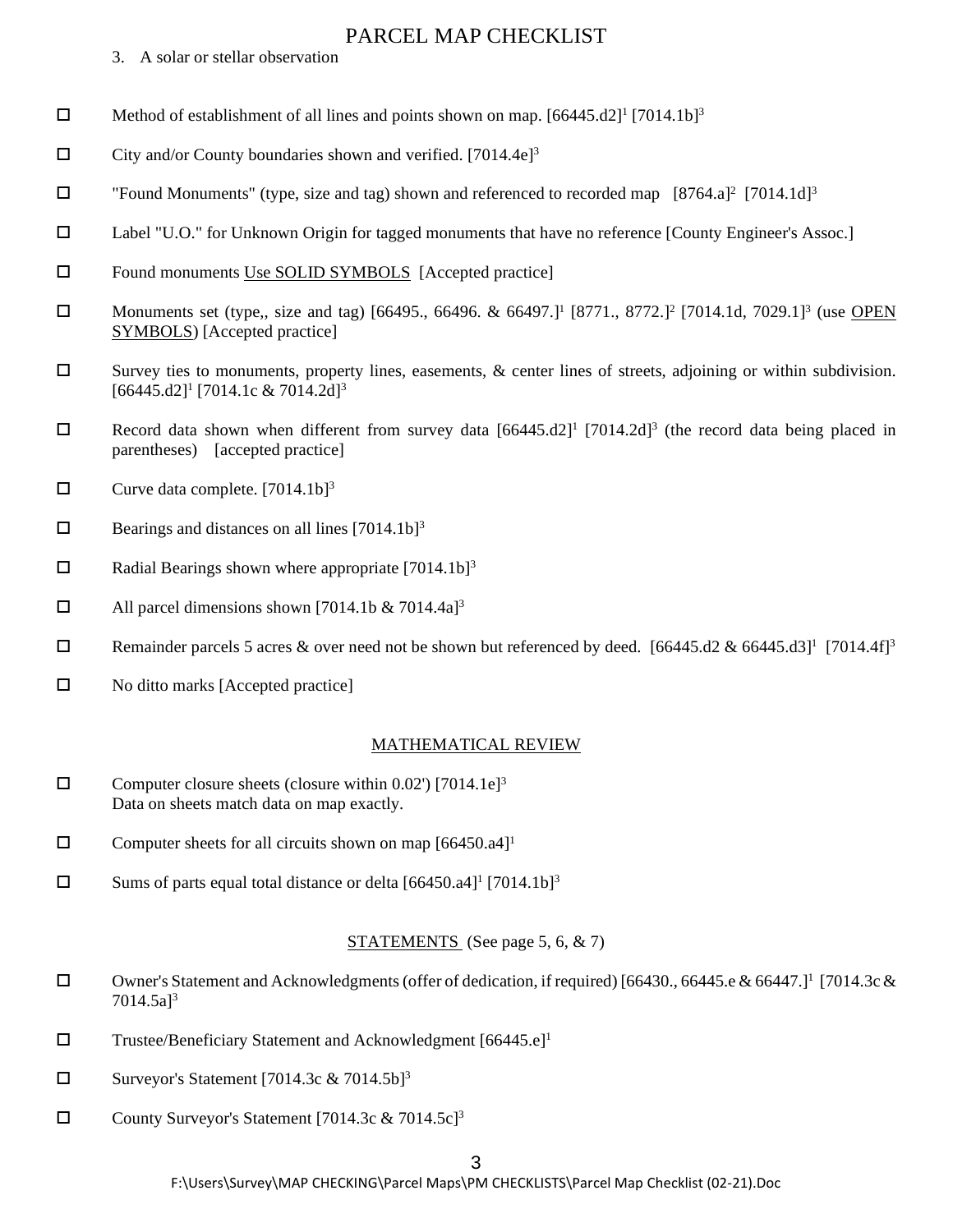3. A solar or stellar observation

- ☐ Method of establishment of all lines and points shown on map. [66445.d2][1] [7014.1b][3]
- ☐ City and/or County boundaries shown and verified. [7014.4e][3]
- ☐ "Found Monuments" (type, size and tag) shown and referenced to recorded map [8764.a][2] [7014.1d][3]
- ☐ Label "U.O." for Unknown Origin for tagged monuments that have no reference [County Engineer's Assoc.]
- ☐ Found monuments <u>Use SOLID SYMBOLS</u> [Accepted practice]
- ☐ Monuments set (type,, size and tag) [66495., 66496. & 66497.][1] [8771., 8772.][2] [7014.1d, 7029.1][3] (use <u>OPEN SYMBOLS</u>) [Accepted practice]
- ☐ Survey ties to monuments, property lines, easements, & center lines of streets, adjoining or within subdivision. [66445.d2][1] [7014.1c & 7014.2d][3]
- ☐ Record data shown when different from survey data [66445.d2][1] [7014.2d][3] (the record data being placed in parentheses) [accepted practice]
- ☐ Curve data complete. [7014.1b][3]
- ☐ Bearings and distances on all lines [7014.1b][3]
- ☐ Radial Bearings shown where appropriate [7014.1b][3]
- ☐ All parcel dimensions shown [7014.1b & 7014.4a][3]
- ☐ Remainder parcels 5 acres & over need not be shown but referenced by deed. [66445.d2 & 66445.d3][1] [7014.4f][3]
- ☐ No ditto marks [Accepted practice]

## <u>MATHEMATICAL REVIEW</u>

- ☐ Computer closure sheets (closure within 0.02') [7014.1e][3]
  Data on sheets match data on map exactly.
- ☐ Computer sheets for all circuits shown on map [66450.a4][1]
- ☐ Sums of parts equal total distance or delta [66450.a4][1] [7014.1b][3]

## <u>STATEMENTS</u> (See page 5, 6, & 7)

- ☐ Owner's Statement and Acknowledgments (offer of dedication, if required) [66430., 66445.e & 66447.][1] [7014.3c & 7014.5a][3]
- ☐ Trustee/Beneficiary Statement and Acknowledgment [66445.e][1]
- ☐ Surveyor's Statement [7014.3c & 7014.5b][3]
- ☐ County Surveyor's Statement [7014.3c & 7014.5c][3]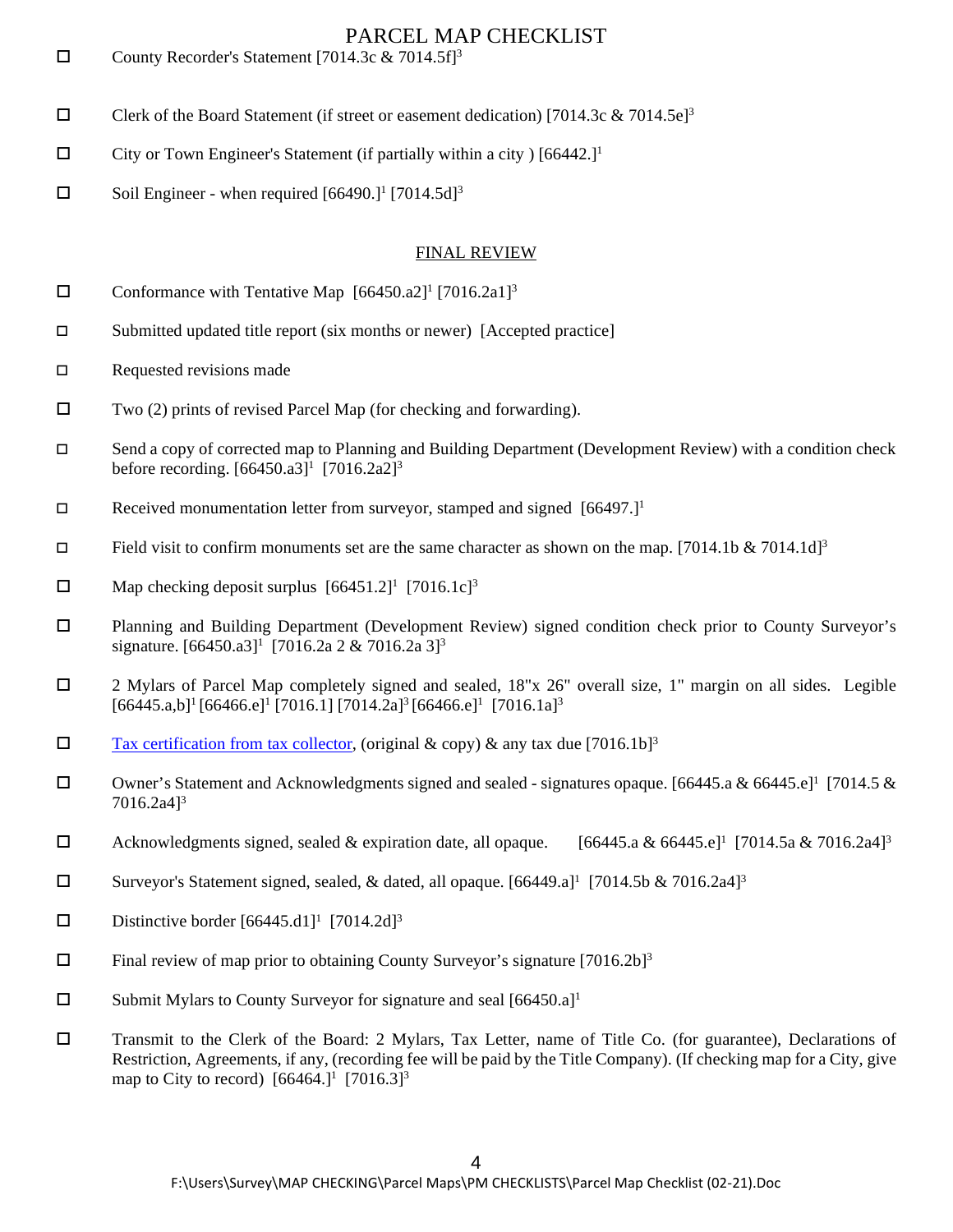# PARCEL MAP CHECKLIST

- ☐ County Recorder's Statement [7014.3c & 7014.5f][3]

- ☐ Clerk of the Board Statement (if street or easement dedication) [7014.3c & 7014.5e][3]

- ☐ City or Town Engineer's Statement (if partially within a city ) [66442.][1]

- ☐ Soil Engineer - when required [66490.][1] [7014.5d][3]

## FINAL REVIEW

- ☐ Conformance with Tentative Map [66450.a2][1] [7016.2a1][3]

- ☐ Submitted updated title report (six months or newer) [Accepted practice]

- ☐ Requested revisions made

- ☐ Two (2) prints of revised Parcel Map (for checking and forwarding).

- ☐ Send a copy of corrected map to Planning and Building Department (Development Review) with a condition check before recording. [66450.a3][1] [7016.2a2][3]

- ☐ Received monumentation letter from surveyor, stamped and signed [66497.][1]

- ☐ Field visit to confirm monuments set are the same character as shown on the map. [7014.1b & 7014.1d][3]

- ☐ Map checking deposit surplus [66451.2][1] [7016.1c][3]

- ☐ Planning and Building Department (Development Review) signed condition check prior to County Surveyor's signature. [66450.a3][1] [7016.2a 2 & 7016.2a 3][3]

- ☐ 2 Mylars of Parcel Map completely signed and sealed, 18"x 26" overall size, 1" margin on all sides. Legible [66445.a,b][1] [66466.e][1] [7016.1] [7014.2a][3] [66466.e][1] [7016.1a][3]

- ☐ Tax certification from tax collector, (original & copy) & any tax due [7016.1b][3]

- ☐ Owner's Statement and Acknowledgments signed and sealed - signatures opaque. [66445.a & 66445.e][1] [7014.5 & 7016.2a4][3]

- ☐ Acknowledgments signed, sealed & expiration date, all opaque. [66445.a & 66445.e][1] [7014.5a & 7016.2a4][3]

- ☐ Surveyor's Statement signed, sealed, & dated, all opaque. [66449.a][1] [7014.5b & 7016.2a4][3]

- ☐ Distinctive border [66445.d1][1] [7014.2d][3]

- ☐ Final review of map prior to obtaining County Surveyor's signature [7016.2b][3]

- ☐ Submit Mylars to County Surveyor for signature and seal [66450.a][1]

- ☐ Transmit to the Clerk of the Board: 2 Mylars, Tax Letter, name of Title Co. (for guarantee), Declarations of Restriction, Agreements, if any, (recording fee will be paid by the Title Company). (If checking map for a City, give map to City to record) [66464.][1] [7016.3][3]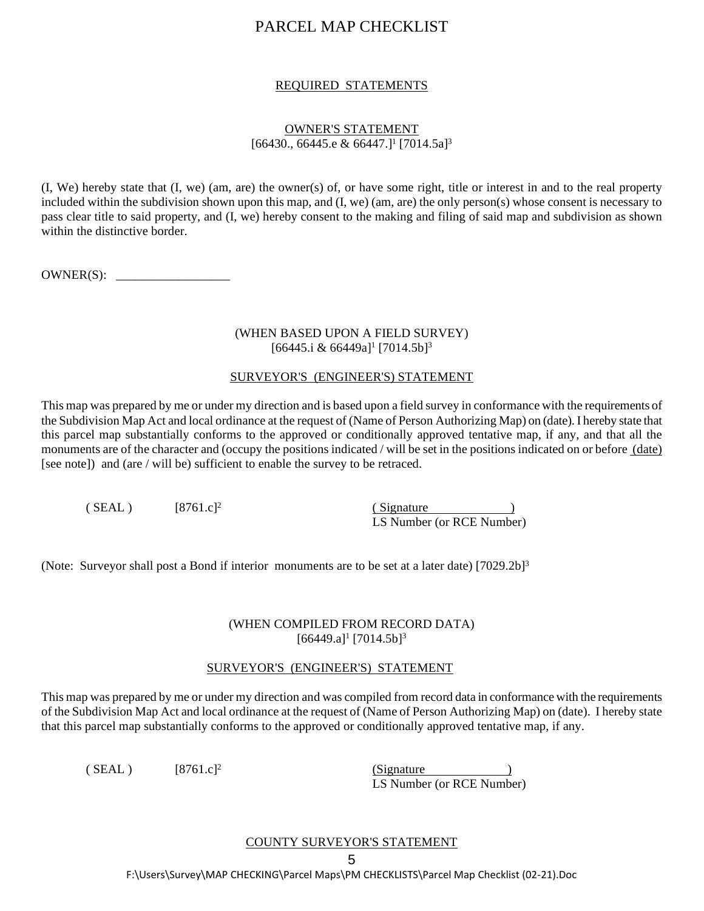# PARCEL MAP CHECKLIST

## REQUIRED STATEMENTS

### OWNER'S STATEMENT

[66430., 66445.e & 66447.][1] [7014.5a][3]

(I, We) hereby state that (I, we) (am, are) the owner(s) of, or have some right, title or interest in and to the real property included within the subdivision shown upon this map, and (I, we) (am, are) the only person(s) whose consent is necessary to pass clear title to said property, and (I, we) hereby consent to the making and filing of said map and subdivision as shown within the distinctive border.

OWNER(S): ___________________

(WHEN BASED UPON A FIELD SURVEY)
[66445.i & 66449a][1] [7014.5b][3]

### SURVEYOR'S (ENGINEER'S) STATEMENT

This map was prepared by me or under my direction and is based upon a field survey in conformance with the requirements of the Subdivision Map Act and local ordinance at the request of (Name of Person Authorizing Map) on (date). I hereby state that this parcel map substantially conforms to the approved or conditionally approved tentative map, if any, and that all the monuments are of the character and (occupy the positions indicated / will be set in the positions indicated on or before (date) [see note]) and (are / will be) sufficient to enable the survey to be retraced.

( SEAL ) [8761.c][2]

( Signature )
LS Number (or RCE Number)

(Note: Surveyor shall post a Bond if interior monuments are to be set at a later date) [7029.2b][3]

(WHEN COMPILED FROM RECORD DATA)
[66449.a][1] [7014.5b][3]

### SURVEYOR'S (ENGINEER'S) STATEMENT

This map was prepared by me or under my direction and was compiled from record data in conformance with the requirements of the Subdivision Map Act and local ordinance at the request of (Name of Person Authorizing Map) on (date). I hereby state that this parcel map substantially conforms to the approved or conditionally approved tentative map, if any.

( SEAL ) [8761.c][2]

(Signature )
LS Number (or RCE Number)

### COUNTY SURVEYOR'S STATEMENT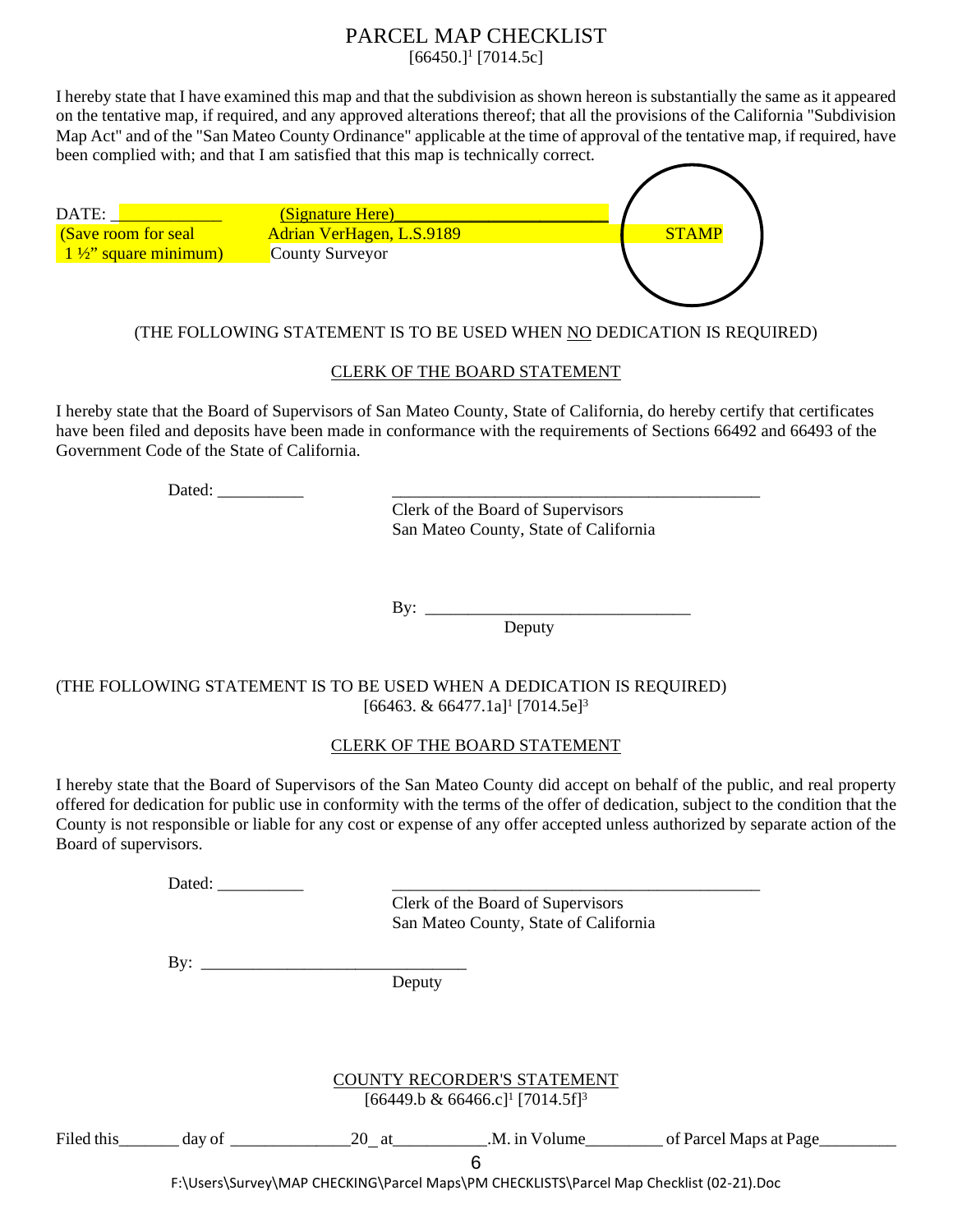# PARCEL MAP CHECKLIST

[66450.][1] [7014.5c]

I hereby state that I have examined this map and that the subdivision as shown hereon is substantially the same as it appeared on the tentative map, if required, and any approved alterations thereof; that all the provisions of the California "Subdivision Map Act" and of the "San Mateo County Ordinance" applicable at the time of approval of the tentative map, if required, have been complied with; and that I am satisfied that this map is technically correct.

DATE: ____________ (Signature Here)________________________

(Save room for seal 1 ½" square minimum) Adrian VerHagen, L.S.9189
County Surveyor

STAMP

(THE FOLLOWING STATEMENT IS TO BE USED WHEN NO DEDICATION IS REQUIRED)

## CLERK OF THE BOARD STATEMENT

I hereby state that the Board of Supervisors of San Mateo County, State of California, do hereby certify that certificates have been filed and deposits have been made in conformance with the requirements of Sections 66492 and 66493 of the Government Code of the State of California.

Dated: __________ ____________________________________________

Clerk of the Board of Supervisors
San Mateo County, State of California

By: ______________________________
Deputy

(THE FOLLOWING STATEMENT IS TO BE USED WHEN A DEDICATION IS REQUIRED)
[66463. & 66477.1a][1] [7014.5e][3]

## CLERK OF THE BOARD STATEMENT

I hereby state that the Board of Supervisors of the San Mateo County did accept on behalf of the public, and real property offered for dedication for public use in conformity with the terms of the offer of dedication, subject to the condition that the County is not responsible or liable for any cost or expense of any offer accepted unless authorized by separate action of the Board of supervisors.

Dated: __________ ____________________________________________

Clerk of the Board of Supervisors
San Mateo County, State of California

By: ______________________________
Deputy

## COUNTY RECORDER'S STATEMENT

[66449.b & 66466.c][1] [7014.5f][3]

Filed this_______ day of ______________20_ at___________.M. in Volume_________ of Parcel Maps at Page_________

F:\Users\Survey\MAP CHECKING\Parcel Maps\PM CHECKLISTS\Parcel Map Checklist (02-21).Doc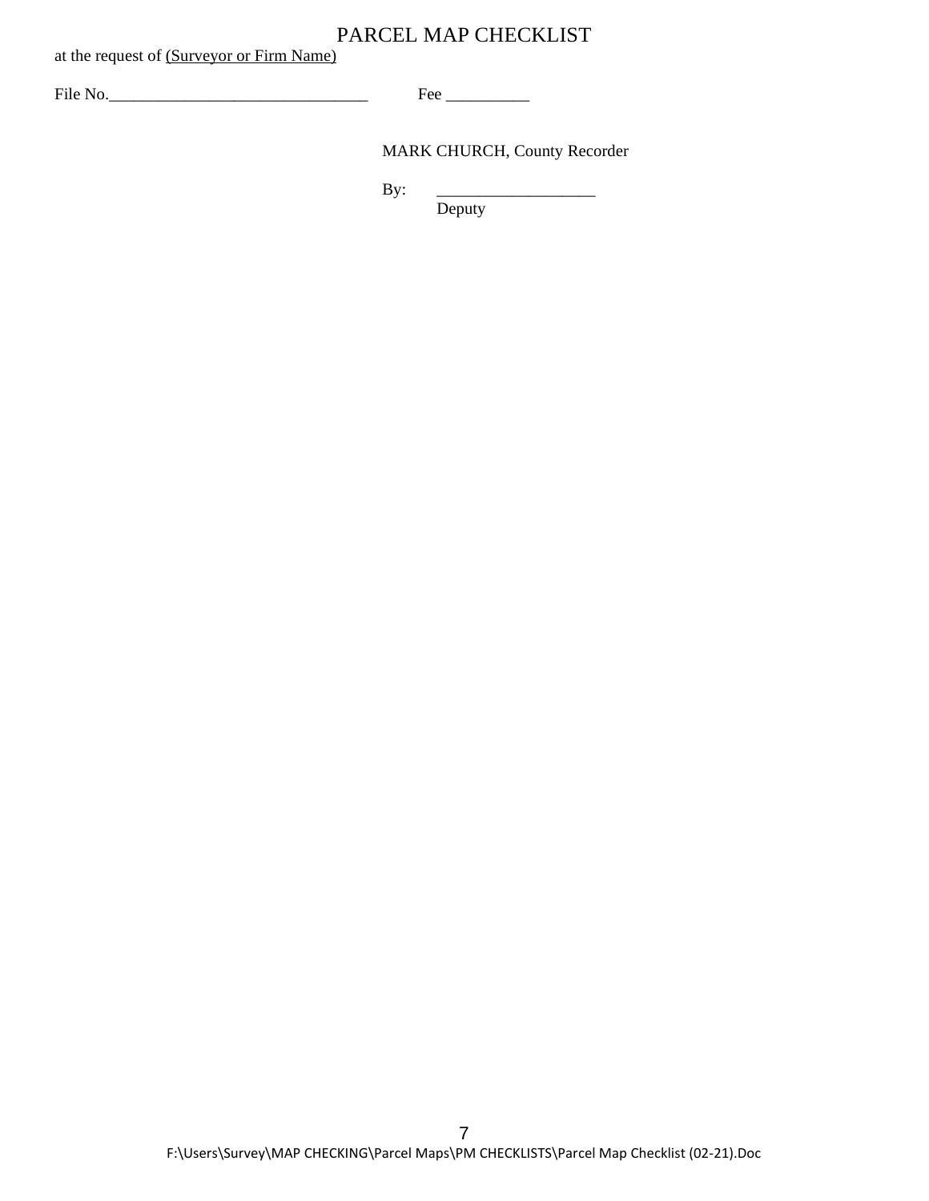# PARCEL MAP CHECKLIST

at the request of <u>(Surveyor or Firm Name)</u>

File No.________________________________ Fee __________

MARK CHURCH, County Recorder

By: ___________________
Deputy